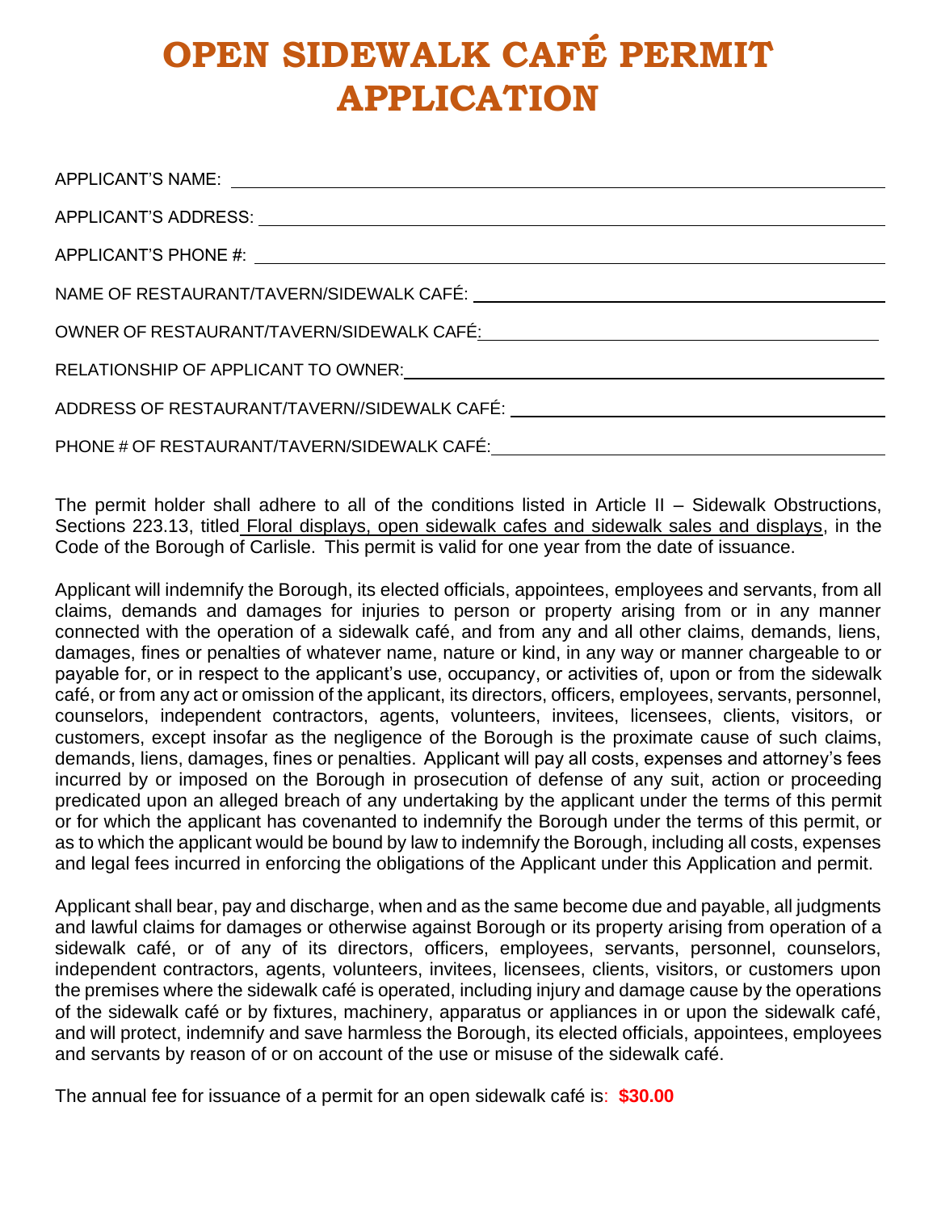# OPEN SIDEWALK CAFÉ PERMIT APPLICATION

APPLICANT'S NAME: ______________________________

APPLICANT'S ADDRESS: ______________________________

APPLICANT'S PHONE #: ______________________________

NAME OF RESTAURANT/TAVERN/SIDEWALK CAFÉ: ______________________________

OWNER OF RESTAURANT/TAVERN/SIDEWALK CAFÉ: ______________________________

RELATIONSHIP OF APPLICANT TO OWNER: ______________________________

ADDRESS OF RESTAURANT/TAVERN//SIDEWALK CAFÉ: ______________________________

PHONE # OF RESTAURANT/TAVERN/SIDEWALK CAFÉ: ______________________________

The permit holder shall adhere to all of the conditions listed in Article II – Sidewalk Obstructions, Sections 223.13, titled Floral displays, open sidewalk cafes and sidewalk sales and displays, in the Code of the Borough of Carlisle. This permit is valid for one year from the date of issuance.

Applicant will indemnify the Borough, its elected officials, appointees, employees and servants, from all claims, demands and damages for injuries to person or property arising from or in any manner connected with the operation of a sidewalk café, and from any and all other claims, demands, liens, damages, fines or penalties of whatever name, nature or kind, in any way or manner chargeable to or payable for, or in respect to the applicant's use, occupancy, or activities of, upon or from the sidewalk café, or from any act or omission of the applicant, its directors, officers, employees, servants, personnel, counselors, independent contractors, agents, volunteers, invitees, licensees, clients, visitors, or customers, except insofar as the negligence of the Borough is the proximate cause of such claims, demands, liens, damages, fines or penalties. Applicant will pay all costs, expenses and attorney's fees incurred by or imposed on the Borough in prosecution of defense of any suit, action or proceeding predicated upon an alleged breach of any undertaking by the applicant under the terms of this permit or for which the applicant has covenanted to indemnify the Borough under the terms of this permit, or as to which the applicant would be bound by law to indemnify the Borough, including all costs, expenses and legal fees incurred in enforcing the obligations of the Applicant under this Application and permit.

Applicant shall bear, pay and discharge, when and as the same become due and payable, all judgments and lawful claims for damages or otherwise against Borough or its property arising from operation of a sidewalk café, or of any of its directors, officers, employees, servants, personnel, counselors, independent contractors, agents, volunteers, invitees, licensees, clients, visitors, or customers upon the premises where the sidewalk café is operated, including injury and damage cause by the operations of the sidewalk café or by fixtures, machinery, apparatus or appliances in or upon the sidewalk café, and will protect, indemnify and save harmless the Borough, its elected officials, appointees, employees and servants by reason of or on account of the use or misuse of the sidewalk café.

The annual fee for issuance of a permit for an open sidewalk café is: **$30.00**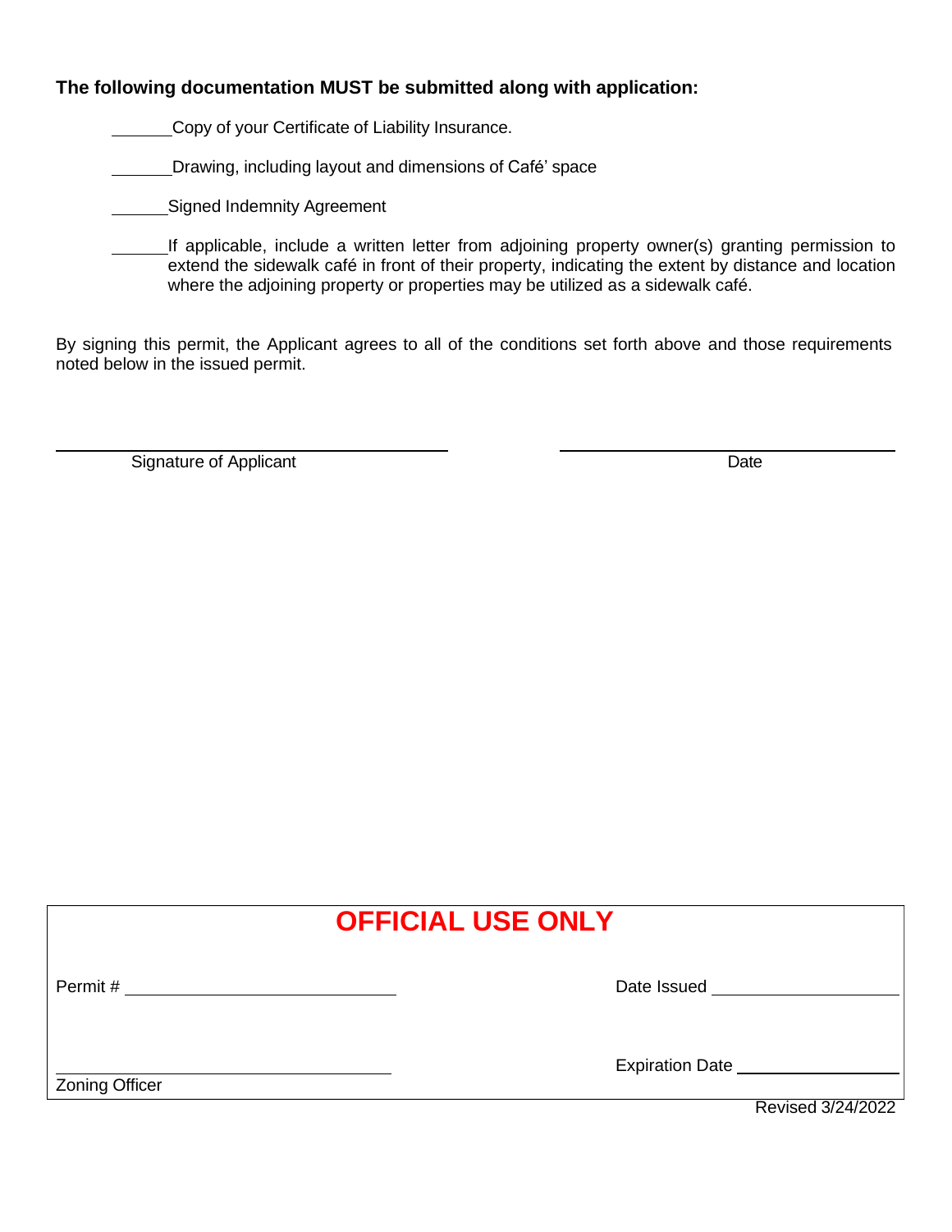**The following documentation MUST be submitted along with application:**

_______ Copy of your Certificate of Liability Insurance.

_______ Drawing, including layout and dimensions of Café' space

_______ Signed Indemnity Agreement

_______ If applicable, include a written letter from adjoining property owner(s) granting permission to extend the sidewalk café in front of their property, indicating the extent by distance and location where the adjoining property or properties may be utilized as a sidewalk café.

By signing this permit, the Applicant agrees to all of the conditions set forth above and those requirements noted below in the issued permit.

_______________________________ &nbsp;&nbsp;&nbsp;&nbsp; _______________________________

Signature of Applicant &nbsp;&nbsp;&nbsp;&nbsp; Date

## OFFICIAL USE ONLY

Permit # _______________________ &nbsp;&nbsp;&nbsp;&nbsp; Date Issued _______________________

_______________________________ &nbsp;&nbsp;&nbsp;&nbsp; Expiration Date _______________________

Zoning Officer

Revised 3/24/2022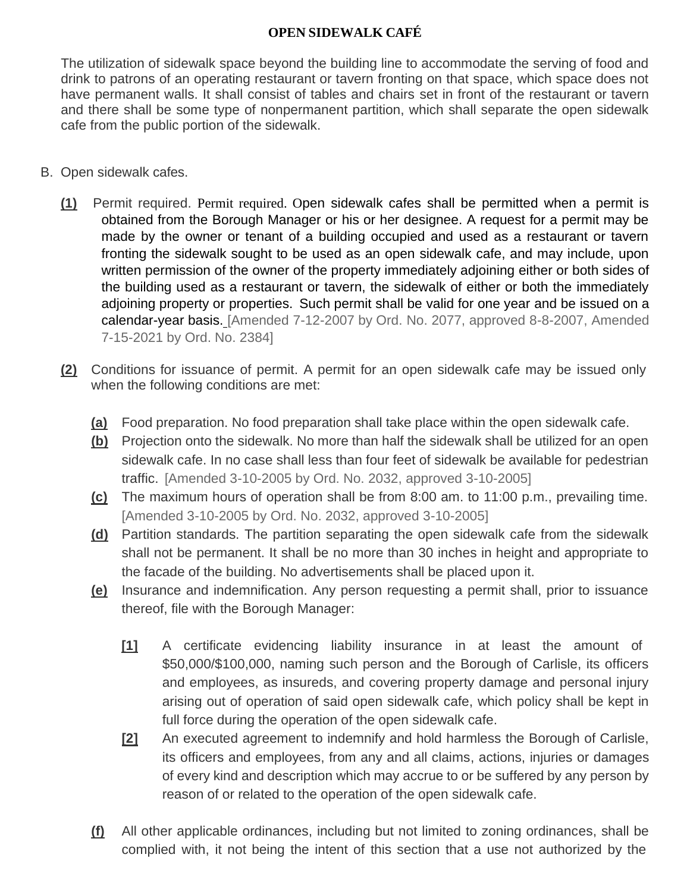**OPEN SIDEWALK CAFÉ**

The utilization of sidewalk space beyond the building line to accommodate the serving of food and drink to patrons of an operating restaurant or tavern fronting on that space, which space does not have permanent walls. It shall consist of tables and chairs set in front of the restaurant or tavern and there shall be some type of nonpermanent partition, which shall separate the open sidewalk cafe from the public portion of the sidewalk.

B. Open sidewalk cafes.

**(1)** Permit required. Permit required. Open sidewalk cafes shall be permitted when a permit is obtained from the Borough Manager or his or her designee. A request for a permit may be made by the owner or tenant of a building occupied and used as a restaurant or tavern fronting the sidewalk sought to be used as an open sidewalk cafe, and may include, upon written permission of the owner of the property immediately adjoining either or both sides of the building used as a restaurant or tavern, the sidewalk of either or both the immediately adjoining property or properties. Such permit shall be valid for one year and be issued on a calendar-year basis. [Amended 7-12-2007 by Ord. No. 2077, approved 8-8-2007, Amended 7-15-2021 by Ord. No. 2384]

**(2)** Conditions for issuance of permit. A permit for an open sidewalk cafe may be issued only when the following conditions are met:

**(a)** Food preparation. No food preparation shall take place within the open sidewalk cafe.

**(b)** Projection onto the sidewalk. No more than half the sidewalk shall be utilized for an open sidewalk cafe. In no case shall less than four feet of sidewalk be available for pedestrian traffic. [Amended 3-10-2005 by Ord. No. 2032, approved 3-10-2005]

**(c)** The maximum hours of operation shall be from 8:00 am. to 11:00 p.m., prevailing time. [Amended 3-10-2005 by Ord. No. 2032, approved 3-10-2005]

**(d)** Partition standards. The partition separating the open sidewalk cafe from the sidewalk shall not be permanent. It shall be no more than 30 inches in height and appropriate to the facade of the building. No advertisements shall be placed upon it.

**(e)** Insurance and indemnification. Any person requesting a permit shall, prior to issuance thereof, file with the Borough Manager:

**[1]** A certificate evidencing liability insurance in at least the amount of $50,000/$100,000, naming such person and the Borough of Carlisle, its officers and employees, as insureds, and covering property damage and personal injury arising out of operation of said open sidewalk cafe, which policy shall be kept in full force during the operation of the open sidewalk cafe.

**[2]** An executed agreement to indemnify and hold harmless the Borough of Carlisle, its officers and employees, from any and all claims, actions, injuries or damages of every kind and description which may accrue to or be suffered by any person by reason of or related to the operation of the open sidewalk cafe.

**(f)** All other applicable ordinances, including but not limited to zoning ordinances, shall be complied with, it not being the intent of this section that a use not authorized by the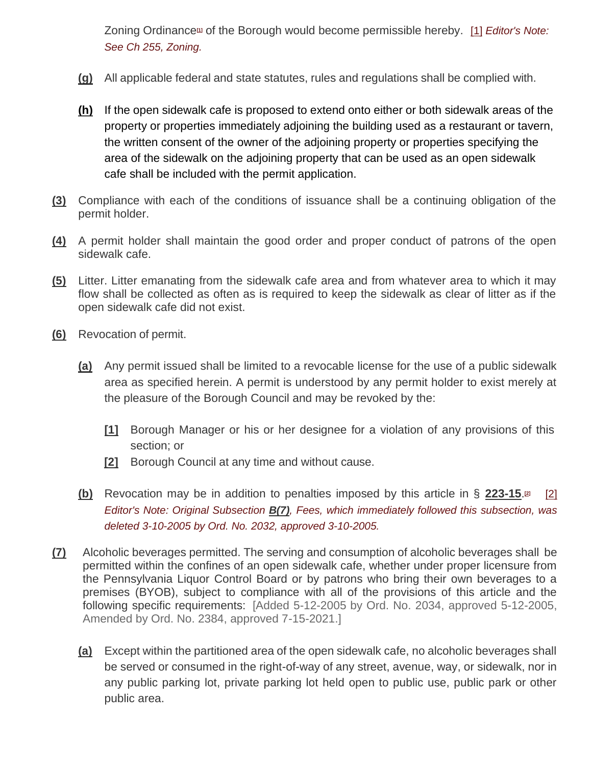Zoning Ordinance[1] of the Borough would become permissible hereby. [1] *Editor's Note: See Ch 255, Zoning.*

**(g)** All applicable federal and state statutes, rules and regulations shall be complied with.

**(h)** If the open sidewalk cafe is proposed to extend onto either or both sidewalk areas of the property or properties immediately adjoining the building used as a restaurant or tavern, the written consent of the owner of the adjoining property or properties specifying the area of the sidewalk on the adjoining property that can be used as an open sidewalk cafe shall be included with the permit application.

**(3)** Compliance with each of the conditions of issuance shall be a continuing obligation of the permit holder.

**(4)** A permit holder shall maintain the good order and proper conduct of patrons of the open sidewalk cafe.

**(5)** Litter. Litter emanating from the sidewalk cafe area and from whatever area to which it may flow shall be collected as often as is required to keep the sidewalk as clear of litter as if the open sidewalk cafe did not exist.

**(6)** Revocation of permit.

**(a)** Any permit issued shall be limited to a revocable license for the use of a public sidewalk area as specified herein. A permit is understood by any permit holder to exist merely at the pleasure of the Borough Council and may be revoked by the:

**[1]** Borough Manager or his or her designee for a violation of any provisions of this section; or

**[2]** Borough Council at any time and without cause.

**(b)** Revocation may be in addition to penalties imposed by this article in § **223-15**.[2] [2] *Editor's Note: Original Subsection **B(7)**, Fees, which immediately followed this subsection, was deleted 3-10-2005 by Ord. No. 2032, approved 3-10-2005.*

**(7)** Alcoholic beverages permitted. The serving and consumption of alcoholic beverages shall be permitted within the confines of an open sidewalk cafe, whether under proper licensure from the Pennsylvania Liquor Control Board or by patrons who bring their own beverages to a premises (BYOB), subject to compliance with all of the provisions of this article and the following specific requirements: [Added 5-12-2005 by Ord. No. 2034, approved 5-12-2005, Amended by Ord. No. 2384, approved 7-15-2021.]

**(a)** Except within the partitioned area of the open sidewalk cafe, no alcoholic beverages shall be served or consumed in the right-of-way of any street, avenue, way, or sidewalk, nor in any public parking lot, private parking lot held open to public use, public park or other public area.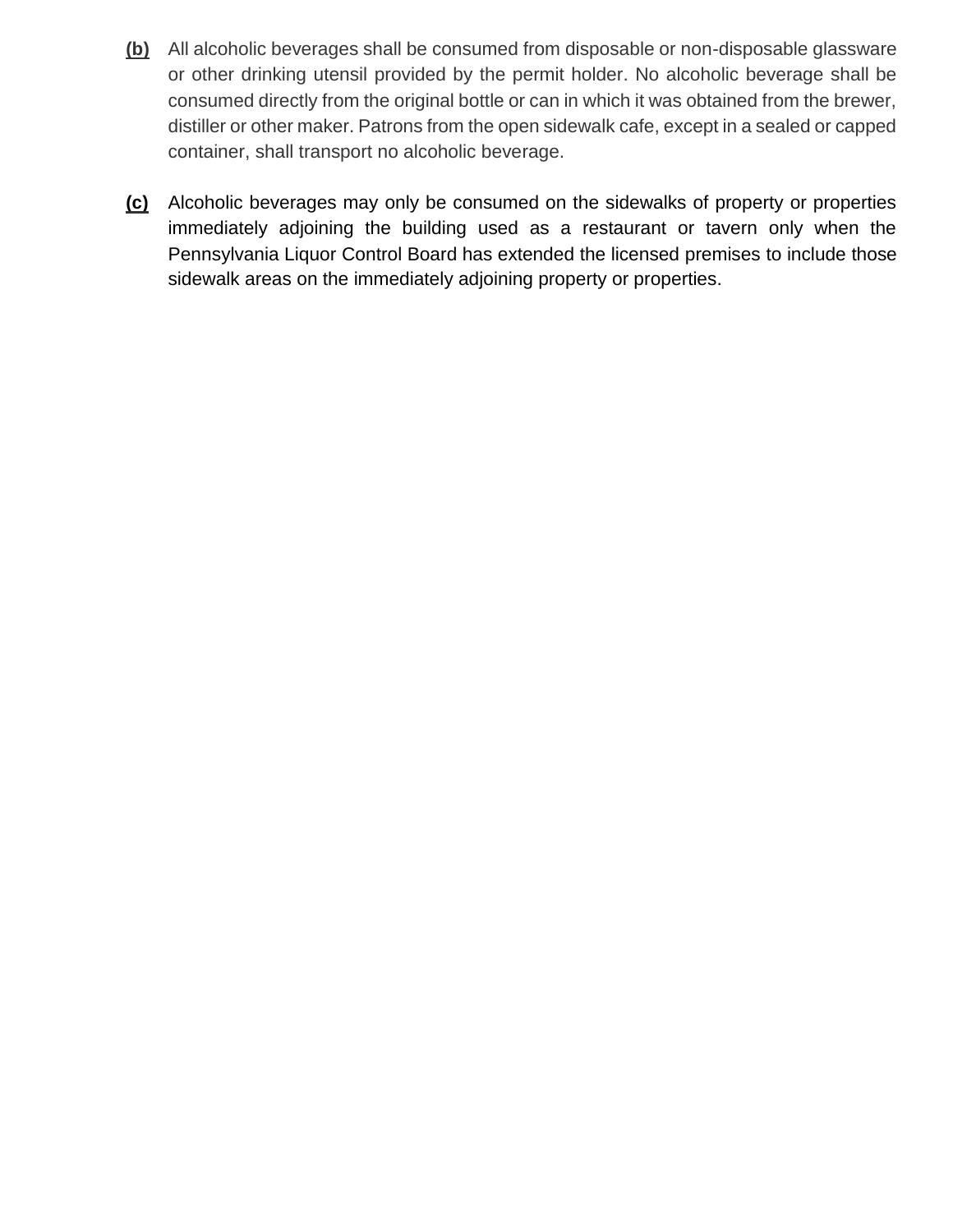**(b)** All alcoholic beverages shall be consumed from disposable or non-disposable glassware or other drinking utensil provided by the permit holder. No alcoholic beverage shall be consumed directly from the original bottle or can in which it was obtained from the brewer, distiller or other maker. Patrons from the open sidewalk cafe, except in a sealed or capped container, shall transport no alcoholic beverage.

**(c)** Alcoholic beverages may only be consumed on the sidewalks of property or properties immediately adjoining the building used as a restaurant or tavern only when the Pennsylvania Liquor Control Board has extended the licensed premises to include those sidewalk areas on the immediately adjoining property or properties.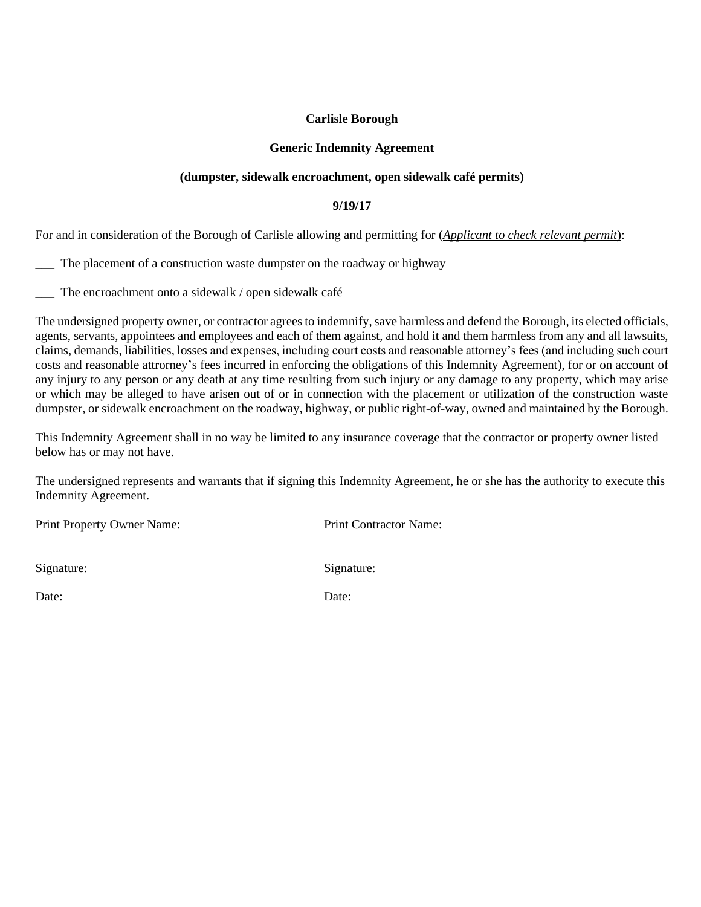**Carlisle Borough**

**Generic Indemnity Agreement**

**(dumpster, sidewalk encroachment, open sidewalk café permits)**

**9/19/17**

For and in consideration of the Borough of Carlisle allowing and permitting for (*Applicant to check relevant permit*):

___ The placement of a construction waste dumpster on the roadway or highway

___ The encroachment onto a sidewalk / open sidewalk café

The undersigned property owner, or contractor agrees to indemnify, save harmless and defend the Borough, its elected officials, agents, servants, appointees and employees and each of them against, and hold it and them harmless from any and all lawsuits, claims, demands, liabilities, losses and expenses, including court costs and reasonable attorney's fees (and including such court costs and reasonable attrorney's fees incurred in enforcing the obligations of this Indemnity Agreement), for or on account of any injury to any person or any death at any time resulting from such injury or any damage to any property, which may arise or which may be alleged to have arisen out of or in connection with the placement or utilization of the construction waste dumpster, or sidewalk encroachment on the roadway, highway, or public right-of-way, owned and maintained by the Borough.

This Indemnity Agreement shall in no way be limited to any insurance coverage that the contractor or property owner listed below has or may not have.

The undersigned represents and warrants that if signing this Indemnity Agreement, he or she has the authority to execute this Indemnity Agreement.

Print Property Owner Name:

Signature:

Date:

Print Contractor Name:

Signature:

Date: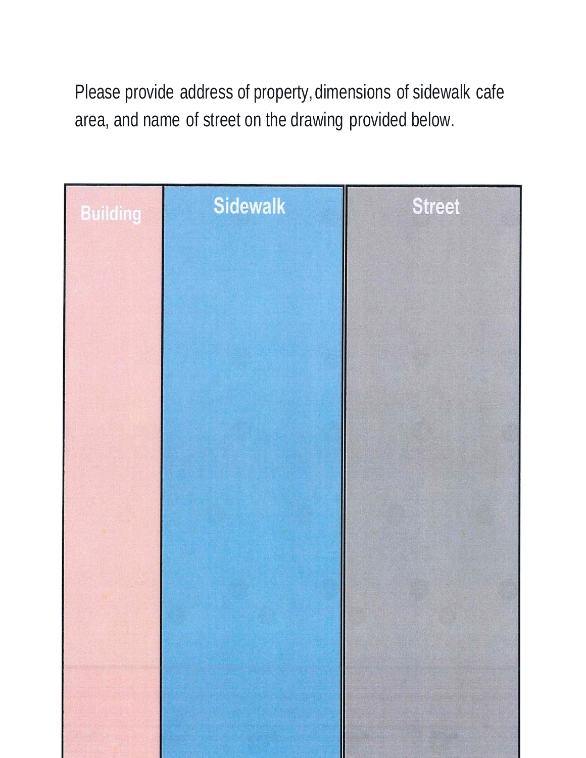Please provide address of property, dimensions of sidewalk cafe area, and name of street on the drawing provided below.

Building

Sidewalk

Street